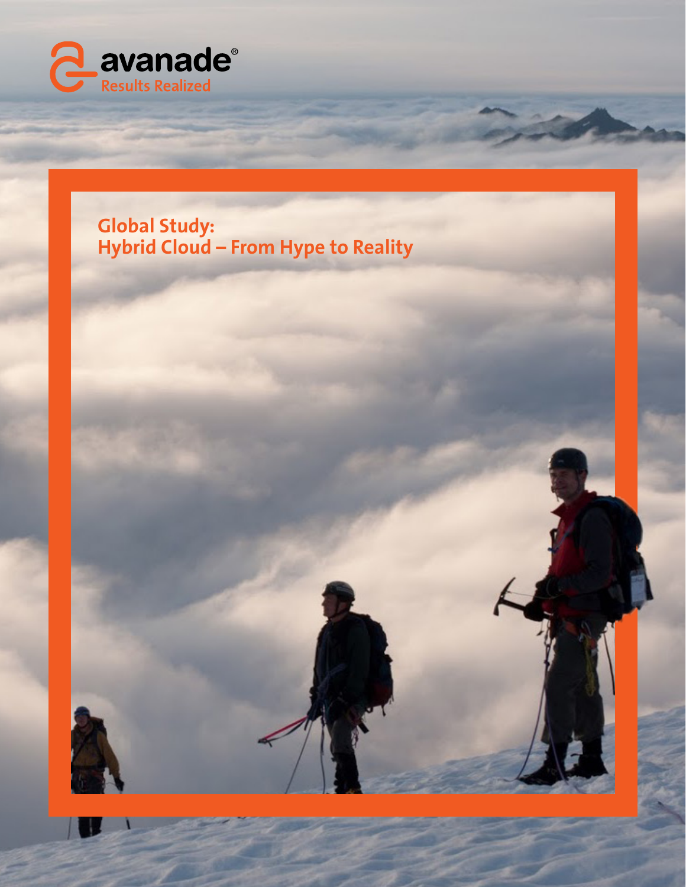avanade®
Results Realized

# Global Study:
# Hybrid Cloud – From Hype to Reality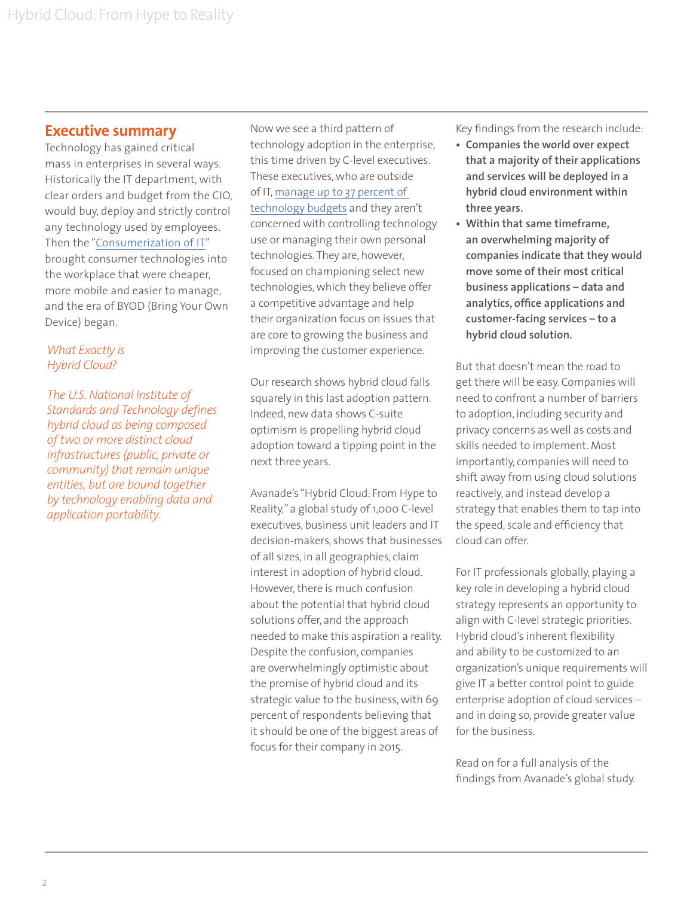## Executive summary

Technology has gained critical mass in enterprises in several ways. Historically the IT department, with clear orders and budget from the CIO, would buy, deploy and strictly control any technology used by employees. Then the "Consumerization of IT" brought consumer technologies into the workplace that were cheaper, more mobile and easier to manage, and the era of BYOD (Bring Your Own Device) began.

*What Exactly is Hybrid Cloud?*

*The U.S. National Institute of Standards and Technology defines hybrid cloud as being composed of two or more distinct cloud infrastructures (public, private or community) that remain unique entities, but are bound together by technology enabling data and application portability.*

Now we see a third pattern of technology adoption in the enterprise, this time driven by C-level executives. These executives, who are outside of IT, manage up to 37 percent of technology budgets and they aren't concerned with controlling technology use or managing their own personal technologies. They are, however, focused on championing select new technologies, which they believe offer a competitive advantage and help their organization focus on issues that are core to growing the business and improving the customer experience.

Our research shows hybrid cloud falls squarely in this last adoption pattern. Indeed, new data shows C-suite optimism is propelling hybrid cloud adoption toward a tipping point in the next three years.

Avanade's "Hybrid Cloud: From Hype to Reality," a global study of 1,000 C-level executives, business unit leaders and IT decision-makers, shows that businesses of all sizes, in all geographies, claim interest in adoption of hybrid cloud. However, there is much confusion about the potential that hybrid cloud solutions offer, and the approach needed to make this aspiration a reality. Despite the confusion, companies are overwhelmingly optimistic about the promise of hybrid cloud and its strategic value to the business, with 69 percent of respondents believing that it should be one of the biggest areas of focus for their company in 2015.

Key findings from the research include:

- **Companies the world over expect that a majority of their applications and services will be deployed in a hybrid cloud environment within three years.**
- **Within that same timeframe, an overwhelming majority of companies indicate that they would move some of their most critical business applications – data and analytics, office applications and customer-facing services – to a hybrid cloud solution.**

But that doesn't mean the road to get there will be easy. Companies will need to confront a number of barriers to adoption, including security and privacy concerns as well as costs and skills needed to implement. Most importantly, companies will need to shift away from using cloud solutions reactively, and instead develop a strategy that enables them to tap into the speed, scale and efficiency that cloud can offer.

For IT professionals globally, playing a key role in developing a hybrid cloud strategy represents an opportunity to align with C-level strategic priorities. Hybrid cloud's inherent flexibility and ability to be customized to an organization's unique requirements will give IT a better control point to guide enterprise adoption of cloud services – and in doing so, provide greater value for the business.

Read on for a full analysis of the findings from Avanade's global study.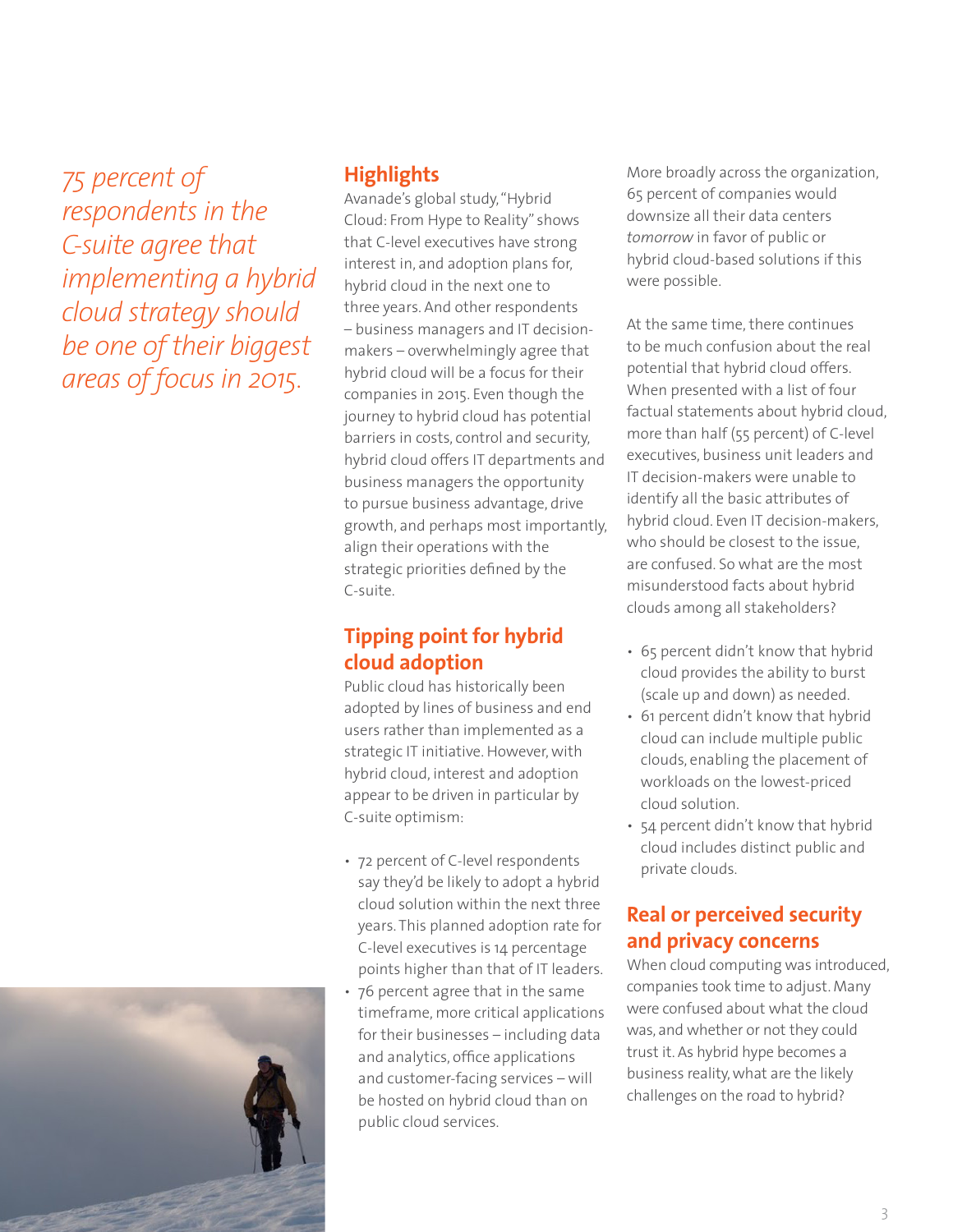*75 percent of respondents in the C-suite agree that implementing a hybrid cloud strategy should be one of their biggest areas of focus in 2015.*

## Highlights

Avanade's global study, "Hybrid Cloud: From Hype to Reality" shows that C-level executives have strong interest in, and adoption plans for, hybrid cloud in the next one to three years. And other respondents – business managers and IT decision-makers – overwhelmingly agree that hybrid cloud will be a focus for their companies in 2015. Even though the journey to hybrid cloud has potential barriers in costs, control and security, hybrid cloud offers IT departments and business managers the opportunity to pursue business advantage, drive growth, and perhaps most importantly, align their operations with the strategic priorities defined by the C-suite.

## Tipping point for hybrid cloud adoption

Public cloud has historically been adopted by lines of business and end users rather than implemented as a strategic IT initiative. However, with hybrid cloud, interest and adoption appear to be driven in particular by C-suite optimism:

- 72 percent of C-level respondents say they'd be likely to adopt a hybrid cloud solution within the next three years. This planned adoption rate for C-level executives is 14 percentage points higher than that of IT leaders.
- 76 percent agree that in the same timeframe, more critical applications for their businesses – including data and analytics, office applications and customer-facing services – will be hosted on hybrid cloud than on public cloud services.

More broadly across the organization, 65 percent of companies would downsize all their data centers *tomorrow* in favor of public or hybrid cloud-based solutions if this were possible.

At the same time, there continues to be much confusion about the real potential that hybrid cloud offers. When presented with a list of four factual statements about hybrid cloud, more than half (55 percent) of C-level executives, business unit leaders and IT decision-makers were unable to identify all the basic attributes of hybrid cloud. Even IT decision-makers, who should be closest to the issue, are confused. So what are the most misunderstood facts about hybrid clouds among all stakeholders?

- 65 percent didn't know that hybrid cloud provides the ability to burst (scale up and down) as needed.
- 61 percent didn't know that hybrid cloud can include multiple public clouds, enabling the placement of workloads on the lowest-priced cloud solution.
- 54 percent didn't know that hybrid cloud includes distinct public and private clouds.

## Real or perceived security and privacy concerns

When cloud computing was introduced, companies took time to adjust. Many were confused about what the cloud was, and whether or not they could trust it. As hybrid hype becomes a business reality, what are the likely challenges on the road to hybrid?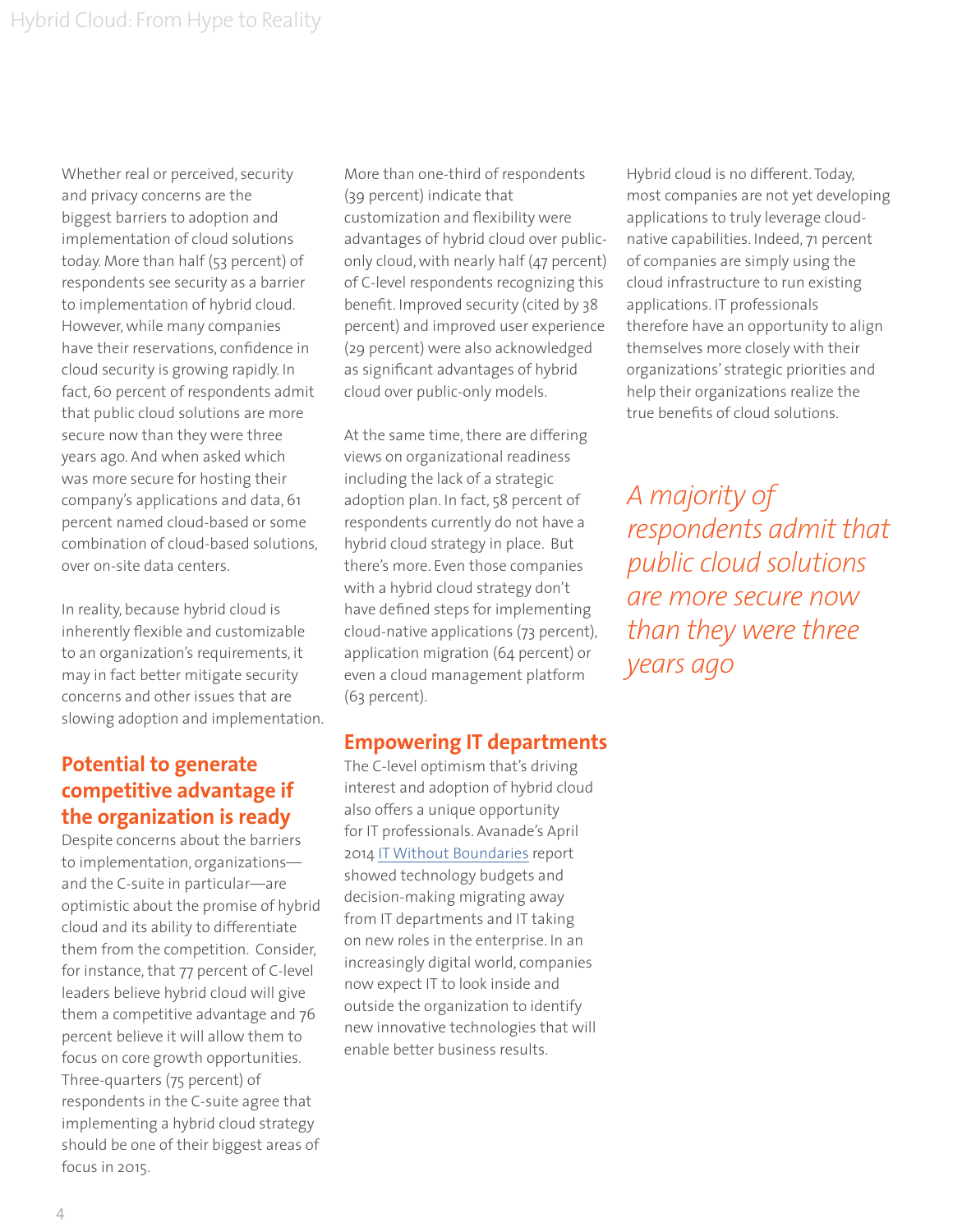Whether real or perceived, security and privacy concerns are the biggest barriers to adoption and implementation of cloud solutions today. More than half (53 percent) of respondents see security as a barrier to implementation of hybrid cloud. However, while many companies have their reservations, confidence in cloud security is growing rapidly. In fact, 60 percent of respondents admit that public cloud solutions are more secure now than they were three years ago. And when asked which was more secure for hosting their company's applications and data, 61 percent named cloud-based or some combination of cloud-based solutions, over on-site data centers.

In reality, because hybrid cloud is inherently flexible and customizable to an organization's requirements, it may in fact better mitigate security concerns and other issues that are slowing adoption and implementation.

## Potential to generate competitive advantage if the organization is ready

Despite concerns about the barriers to implementation, organizations—and the C-suite in particular—are optimistic about the promise of hybrid cloud and its ability to differentiate them from the competition. Consider, for instance, that 77 percent of C-level leaders believe hybrid cloud will give them a competitive advantage and 76 percent believe it will allow them to focus on core growth opportunities. Three-quarters (75 percent) of respondents in the C-suite agree that implementing a hybrid cloud strategy should be one of their biggest areas of focus in 2015.

More than one-third of respondents (39 percent) indicate that customization and flexibility were advantages of hybrid cloud over public-only cloud, with nearly half (47 percent) of C-level respondents recognizing this benefit. Improved security (cited by 38 percent) and improved user experience (29 percent) were also acknowledged as significant advantages of hybrid cloud over public-only models.

At the same time, there are differing views on organizational readiness including the lack of a strategic adoption plan. In fact, 58 percent of respondents currently do not have a hybrid cloud strategy in place. But there's more. Even those companies with a hybrid cloud strategy don't have defined steps for implementing cloud-native applications (73 percent), application migration (64 percent) or even a cloud management platform (63 percent).

## Empowering IT departments

The C-level optimism that's driving interest and adoption of hybrid cloud also offers a unique opportunity for IT professionals. Avanade's April 2014 IT Without Boundaries report showed technology budgets and decision-making migrating away from IT departments and IT taking on new roles in the enterprise. In an increasingly digital world, companies now expect IT to look inside and outside the organization to identify new innovative technologies that will enable better business results.

Hybrid cloud is no different. Today, most companies are not yet developing applications to truly leverage cloud-native capabilities. Indeed, 71 percent of companies are simply using the cloud infrastructure to run existing applications. IT professionals therefore have an opportunity to align themselves more closely with their organizations' strategic priorities and help their organizations realize the true benefits of cloud solutions.

*A majority of respondents admit that public cloud solutions are more secure now than they were three years ago*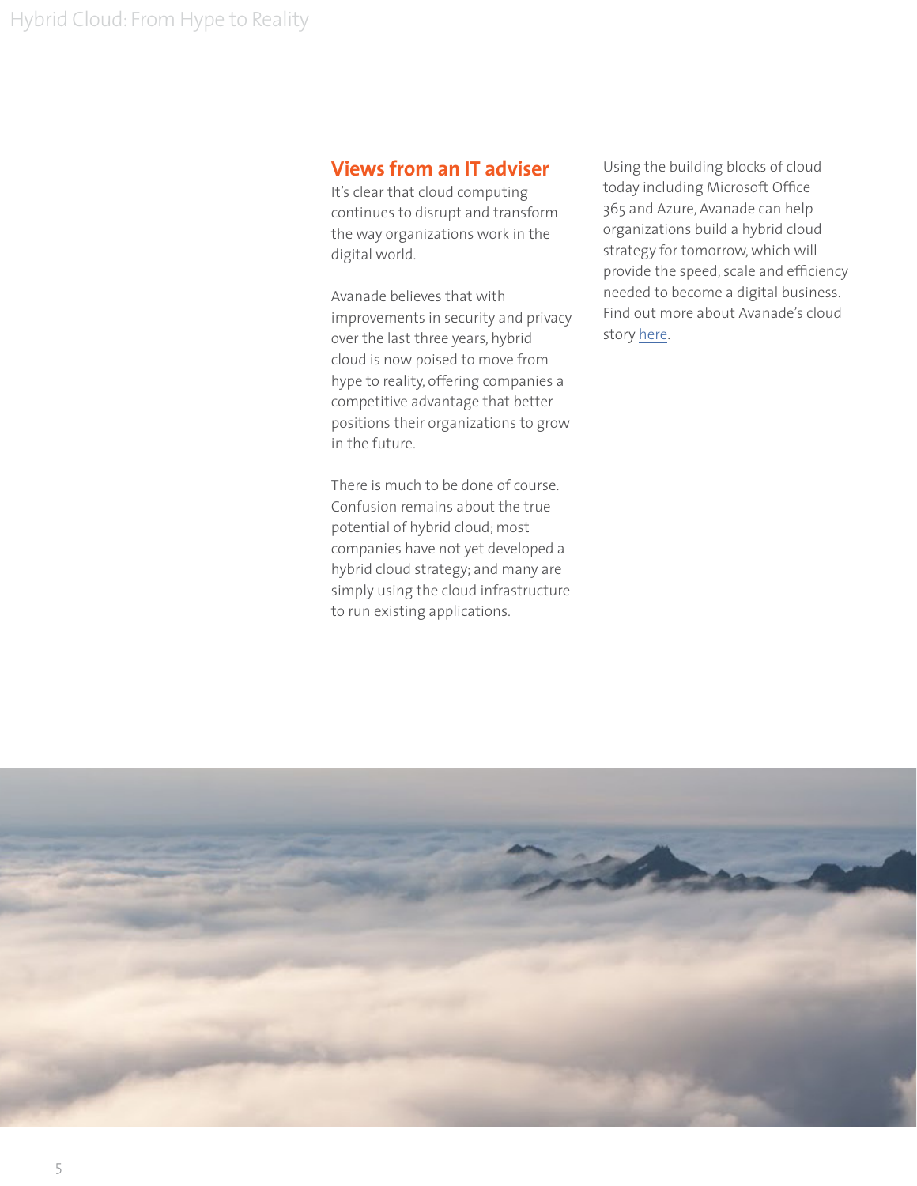## Views from an IT adviser

It's clear that cloud computing continues to disrupt and transform the way organizations work in the digital world.

Avanade believes that with improvements in security and privacy over the last three years, hybrid cloud is now poised to move from hype to reality, offering companies a competitive advantage that better positions their organizations to grow in the future.

There is much to be done of course. Confusion remains about the true potential of hybrid cloud; most companies have not yet developed a hybrid cloud strategy; and many are simply using the cloud infrastructure to run existing applications.

Using the building blocks of cloud today including Microsoft Office 365 and Azure, Avanade can help organizations build a hybrid cloud strategy for tomorrow, which will provide the speed, scale and efficiency needed to become a digital business. Find out more about Avanade's cloud story here.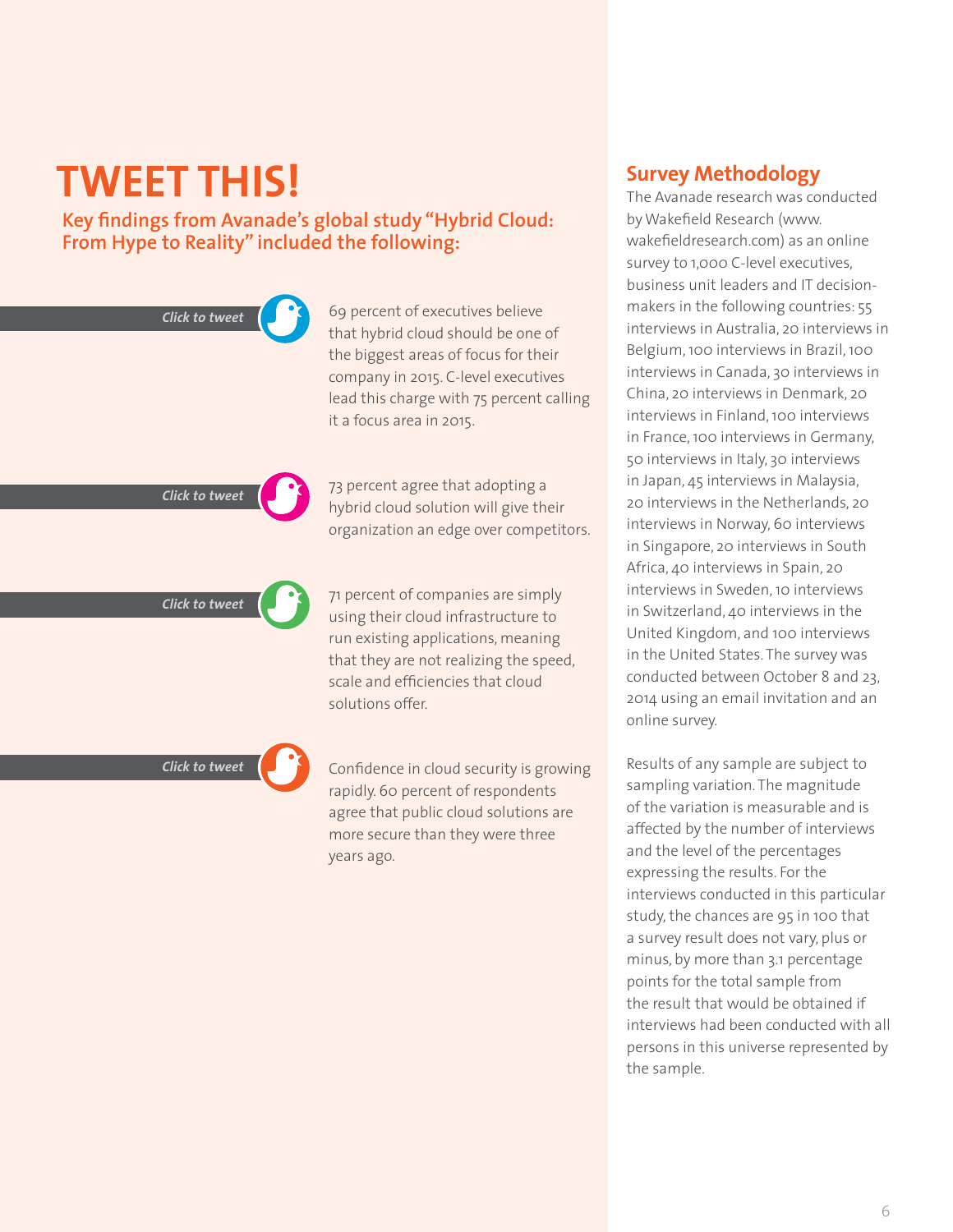# TWEET THIS!

**Key findings from Avanade's global study "Hybrid Cloud: From Hype to Reality" included the following:**

*Click to tweet*

69 percent of executives believe that hybrid cloud should be one of the biggest areas of focus for their company in 2015. C-level executives lead this charge with 75 percent calling it a focus area in 2015.

*Click to tweet*

73 percent agree that adopting a hybrid cloud solution will give their organization an edge over competitors.

*Click to tweet*

71 percent of companies are simply using their cloud infrastructure to run existing applications, meaning that they are not realizing the speed, scale and efficiencies that cloud solutions offer.

*Click to tweet*

Confidence in cloud security is growing rapidly. 60 percent of respondents agree that public cloud solutions are more secure than they were three years ago.

## Survey Methodology

The Avanade research was conducted by Wakefield Research (www.wakefieldresearch.com) as an online survey to 1,000 C-level executives, business unit leaders and IT decision-makers in the following countries: 55 interviews in Australia, 20 interviews in Belgium, 100 interviews in Brazil, 100 interviews in Canada, 30 interviews in China, 20 interviews in Denmark, 20 interviews in Finland, 100 interviews in France, 100 interviews in Germany, 50 interviews in Italy, 30 interviews in Japan, 45 interviews in Malaysia, 20 interviews in the Netherlands, 20 interviews in Norway, 60 interviews in Singapore, 20 interviews in South Africa, 40 interviews in Spain, 20 interviews in Sweden, 10 interviews in Switzerland, 40 interviews in the United Kingdom, and 100 interviews in the United States. The survey was conducted between October 8 and 23, 2014 using an email invitation and an online survey.

Results of any sample are subject to sampling variation. The magnitude of the variation is measurable and is affected by the number of interviews and the level of the percentages expressing the results. For the interviews conducted in this particular study, the chances are 95 in 100 that a survey result does not vary, plus or minus, by more than 3.1 percentage points for the total sample from the result that would be obtained if interviews had been conducted with all persons in this universe represented by the sample.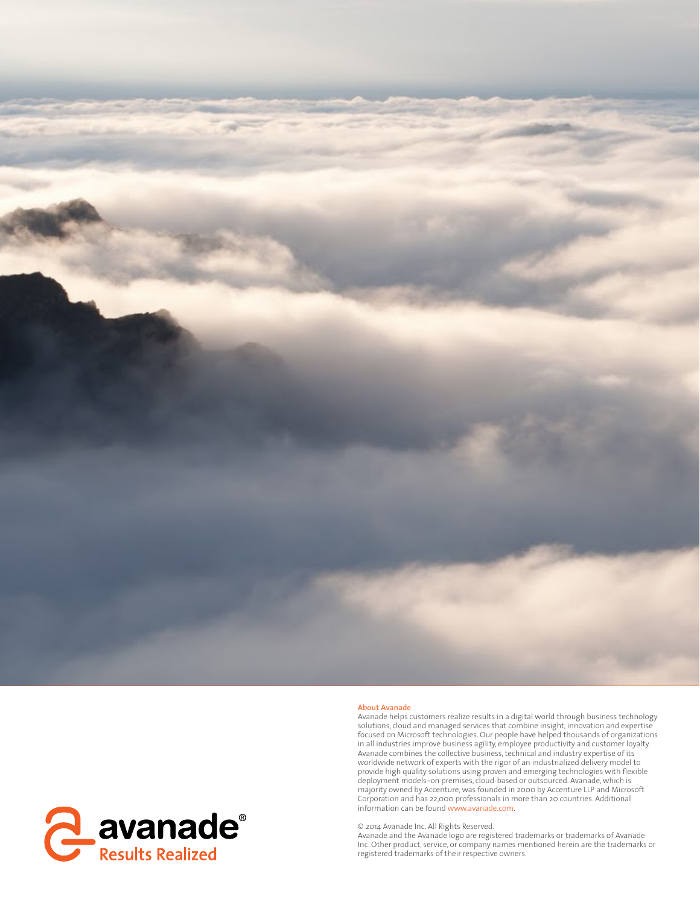**About Avanade**

Avanade helps customers realize results in a digital world through business technology solutions, cloud and managed services that combine insight, innovation and expertise focused on Microsoft technologies. Our people have helped thousands of organizations in all industries improve business agility, employee productivity and customer loyalty. Avanade combines the collective business, technical and industry expertise of its worldwide network of experts with the rigor of an industrialized delivery model to provide high quality solutions using proven and emerging technologies with flexible deployment models—on premises, cloud-based or outsourced. Avanade, which is majority owned by Accenture, was founded in 2000 by Accenture LLP and Microsoft Corporation and has 22,000 professionals in more than 20 countries. Additional information can be found www.avanade.com.

© 2014 Avanade Inc. All Rights Reserved.
Avanade and the Avanade logo are registered trademarks or trademarks of Avanade Inc. Other product, service, or company names mentioned herein are the trademarks or registered trademarks of their respective owners.

avanade®
Results Realized